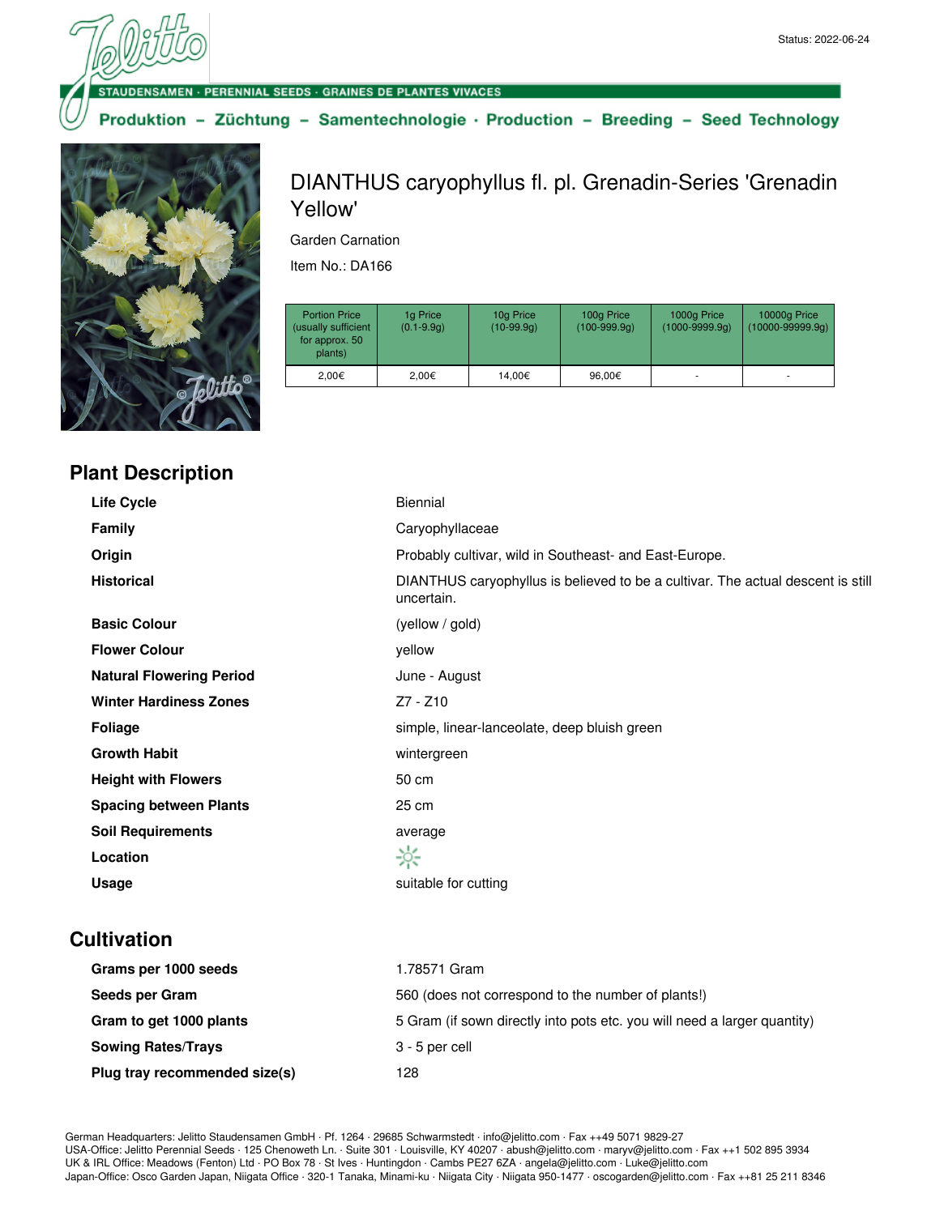Status: 2022-06-24

STAUDENSAMEN · PERENNIAL SEEDS · GRAINES DE PLANTES VIVACES

Produktion – Züchtung – Samentechnologie · Production – Breeding – Seed Technology

# DIANTHUS caryophyllus fl. pl. Grenadin-Series 'Grenadin Yellow'

Garden Carnation

Item No.: DA166

| Portion Price (usually sufficient for approx. 50 plants) | 1g Price (0.1-9.9g) | 10g Price (10-99.9g) | 100g Price (100-999.9g) | 1000g Price (1000-9999.9g) | 10000g Price (10000-99999.9g) |
|---|---|---|---|---|---|
| 2,00€ | 2,00€ | 14,00€ | 96,00€ | - | - |

## Plant Description

| | |
|---|---|
| **Life Cycle** | Biennial |
| **Family** | Caryophyllaceae |
| **Origin** | Probably cultivar, wild in Southeast- and East-Europe. |
| **Historical** | DIANTHUS caryophyllus is believed to be a cultivar. The actual descent is still uncertain. |
| **Basic Colour** | (yellow / gold) |
| **Flower Colour** | yellow |
| **Natural Flowering Period** | June - August |
| **Winter Hardiness Zones** | Z7 - Z10 |
| **Foliage** | simple, linear-lanceolate, deep bluish green |
| **Growth Habit** | wintergreen |
| **Height with Flowers** | 50 cm |
| **Spacing between Plants** | 25 cm |
| **Soil Requirements** | average |
| **Location** | ☼ |
| **Usage** | suitable for cutting |

## Cultivation

| | |
|---|---|
| **Grams per 1000 seeds** | 1.78571 Gram |
| **Seeds per Gram** | 560 (does not correspond to the number of plants!) |
| **Gram to get 1000 plants** | 5 Gram (if sown directly into pots etc. you will need a larger quantity) |
| **Sowing Rates/Trays** | 3 - 5 per cell |
| **Plug tray recommended size(s)** | 128 |

German Headquarters: Jelitto Staudensamen GmbH · Pf. 1264 · 29685 Schwarmstedt · info@jelitto.com · Fax ++49 5071 9829-27
USA-Office: Jelitto Perennial Seeds · 125 Chenoweth Ln. · Suite 301 · Louisville, KY 40207 · abush@jelitto.com · maryv@jelitto.com · Fax ++1 502 895 3934
UK & IRL Office: Meadows (Fenton) Ltd · PO Box 78 · St Ives · Huntingdon · Cambs PE27 6ZA · angela@jelitto.com · Luke@jelitto.com
Japan-Office: Osco Garden Japan, Niigata Office · 320-1 Tanaka, Minami-ku · Niigata City · Niigata 950-1477 · oscogarden@jelitto.com · Fax ++81 25 211 8346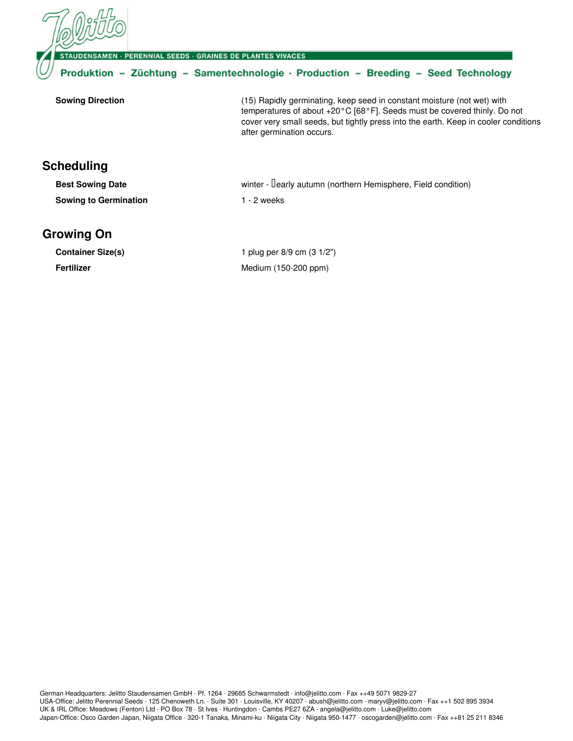**Sowing Direction**

(15) Rapidly germinating, keep seed in constant moisture (not wet) with temperatures of about +20°C [68°F]. Seeds must be covered thinly. Do not cover very small seeds, but tightly press into the earth. Keep in cooler conditions after germination occurs.

## Scheduling

**Best Sowing Date**

winter - early autumn (northern Hemisphere, Field condition)

**Sowing to Germination**

1 - 2 weeks

## Growing On

**Container Size(s)**

1 plug per 8/9 cm (3 1/2")

**Fertilizer**

Medium (150-200 ppm)